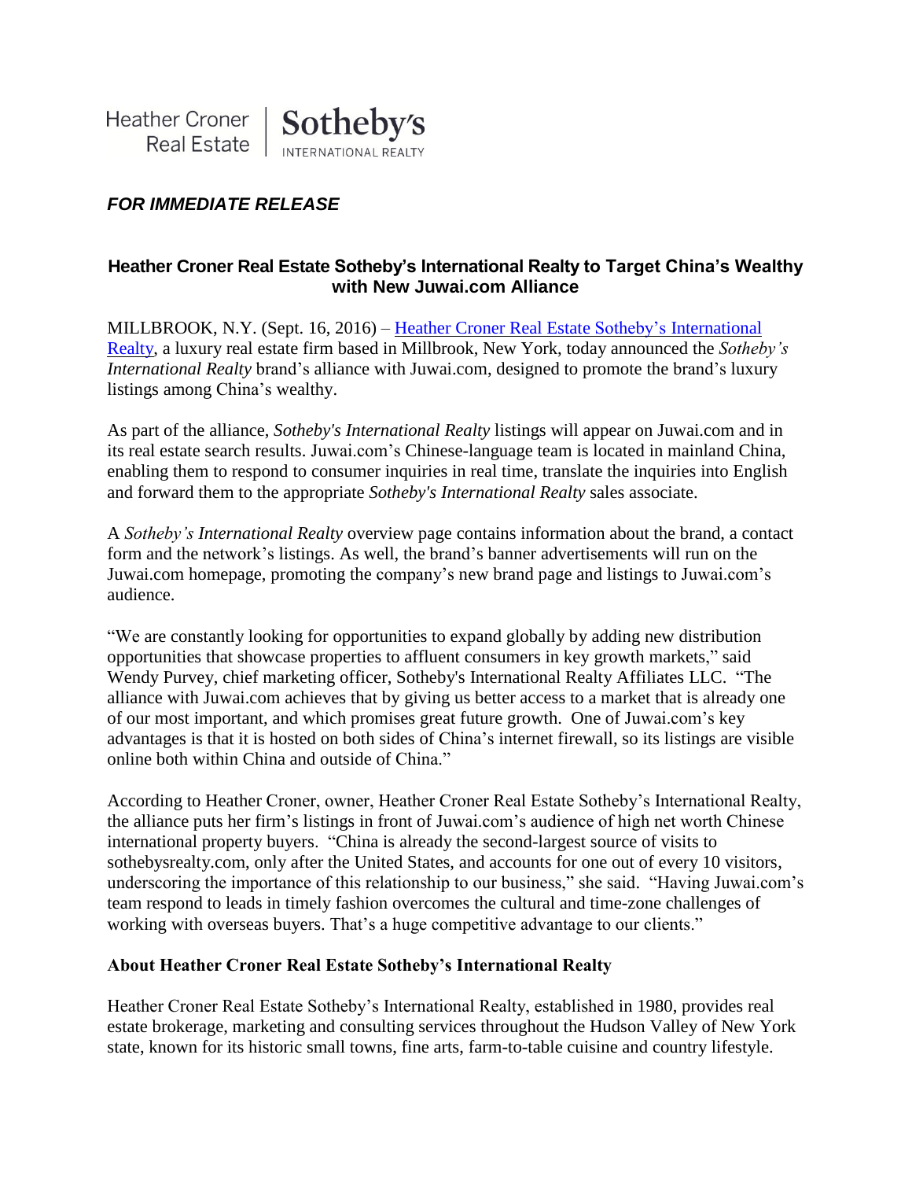Heather Croner Real Estate | Sotheby's INTERNATIONAL REALTY

***FOR IMMEDIATE RELEASE***

## Heather Croner Real Estate Sotheby's International Realty to Target China's Wealthy with New Juwai.com Alliance

MILLBROOK, N.Y. (Sept. 16, 2016) – Heather Croner Real Estate Sotheby's International Realty, a luxury real estate firm based in Millbrook, New York, today announced the *Sotheby's International Realty* brand's alliance with Juwai.com, designed to promote the brand's luxury listings among China's wealthy.

As part of the alliance, *Sotheby's International Realty* listings will appear on Juwai.com and in its real estate search results. Juwai.com's Chinese-language team is located in mainland China, enabling them to respond to consumer inquiries in real time, translate the inquiries into English and forward them to the appropriate *Sotheby's International Realty* sales associate.

A *Sotheby's International Realty* overview page contains information about the brand, a contact form and the network's listings. As well, the brand's banner advertisements will run on the Juwai.com homepage, promoting the company's new brand page and listings to Juwai.com's audience.

"We are constantly looking for opportunities to expand globally by adding new distribution opportunities that showcase properties to affluent consumers in key growth markets," said Wendy Purvey, chief marketing officer, Sotheby's International Realty Affiliates LLC. "The alliance with Juwai.com achieves that by giving us better access to a market that is already one of our most important, and which promises great future growth. One of Juwai.com's key advantages is that it is hosted on both sides of China's internet firewall, so its listings are visible online both within China and outside of China."

According to Heather Croner, owner, Heather Croner Real Estate Sotheby's International Realty, the alliance puts her firm's listings in front of Juwai.com's audience of high net worth Chinese international property buyers. "China is already the second-largest source of visits to sothebysrealty.com, only after the United States, and accounts for one out of every 10 visitors, underscoring the importance of this relationship to our business," she said. "Having Juwai.com's team respond to leads in timely fashion overcomes the cultural and time-zone challenges of working with overseas buyers. That's a huge competitive advantage to our clients."

### About Heather Croner Real Estate Sotheby's International Realty

Heather Croner Real Estate Sotheby's International Realty, established in 1980, provides real estate brokerage, marketing and consulting services throughout the Hudson Valley of New York state, known for its historic small towns, fine arts, farm-to-table cuisine and country lifestyle.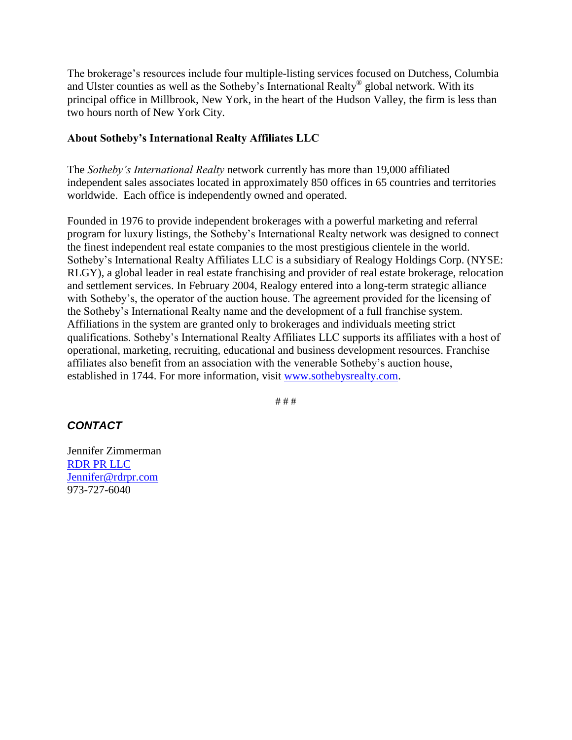The brokerage's resources include four multiple-listing services focused on Dutchess, Columbia and Ulster counties as well as the Sotheby's International Realty® global network. With its principal office in Millbrook, New York, in the heart of the Hudson Valley, the firm is less than two hours north of New York City.

**About Sotheby's International Realty Affiliates LLC**

The *Sotheby's International Realty* network currently has more than 19,000 affiliated independent sales associates located in approximately 850 offices in 65 countries and territories worldwide. Each office is independently owned and operated.

Founded in 1976 to provide independent brokerages with a powerful marketing and referral program for luxury listings, the Sotheby's International Realty network was designed to connect the finest independent real estate companies to the most prestigious clientele in the world. Sotheby's International Realty Affiliates LLC is a subsidiary of Realogy Holdings Corp. (NYSE: RLGY), a global leader in real estate franchising and provider of real estate brokerage, relocation and settlement services. In February 2004, Realogy entered into a long-term strategic alliance with Sotheby's, the operator of the auction house. The agreement provided for the licensing of the Sotheby's International Realty name and the development of a full franchise system. Affiliations in the system are granted only to brokerages and individuals meeting strict qualifications. Sotheby's International Realty Affiliates LLC supports its affiliates with a host of operational, marketing, recruiting, educational and business development resources. Franchise affiliates also benefit from an association with the venerable Sotheby's auction house, established in 1744. For more information, visit [www.sothebysrealty.com](http://www.sothebysrealty.com).

# # #

***CONTACT***

Jennifer Zimmerman  
[RDR PR LLC]()  
[Jennifer@rdrpr.com](mailto:Jennifer@rdrpr.com)  
973-727-6040